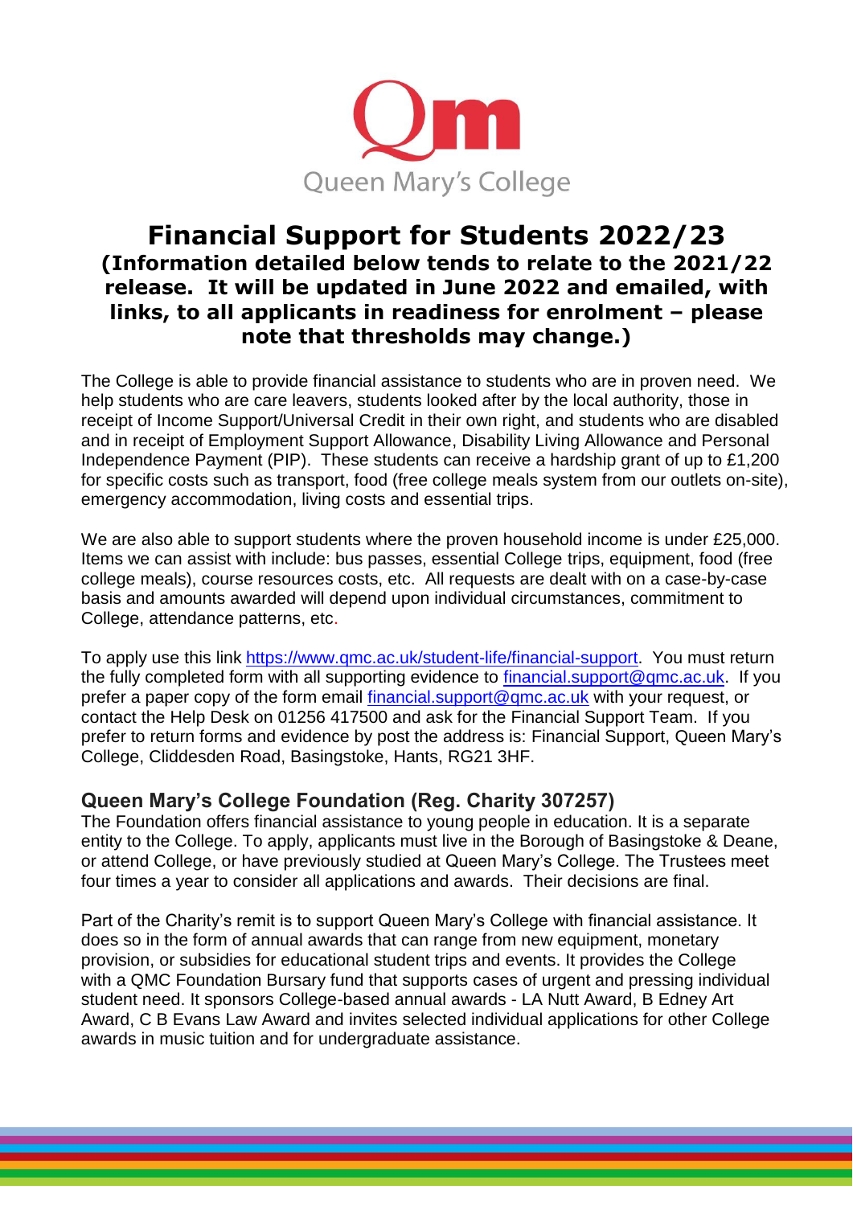Queen Mary's College

# Financial Support for Students 2022/23

**(Information detailed below tends to relate to the 2021/22 release. It will be updated in June 2022 and emailed, with links, to all applicants in readiness for enrolment – please note that thresholds may change.)**

The College is able to provide financial assistance to students who are in proven need. We help students who are care leavers, students looked after by the local authority, those in receipt of Income Support/Universal Credit in their own right, and students who are disabled and in receipt of Employment Support Allowance, Disability Living Allowance and Personal Independence Payment (PIP). These students can receive a hardship grant of up to £1,200 for specific costs such as transport, food (free college meals system from our outlets on-site), emergency accommodation, living costs and essential trips.

We are also able to support students where the proven household income is under £25,000. Items we can assist with include: bus passes, essential College trips, equipment, food (free college meals), course resources costs, etc. All requests are dealt with on a case-by-case basis and amounts awarded will depend upon individual circumstances, commitment to College, attendance patterns, etc.

To apply use this link [https://www.qmc.ac.uk/student-life/financial-support](https://www.qmc.ac.uk/student-life/financial-support). You must return the fully completed form with all supporting evidence to [financial.support@qmc.ac.uk](mailto:financial.support@qmc.ac.uk). If you prefer a paper copy of the form email [financial.support@qmc.ac.uk](mailto:financial.support@qmc.ac.uk) with your request, or contact the Help Desk on 01256 417500 and ask for the Financial Support Team. If you prefer to return forms and evidence by post the address is: Financial Support, Queen Mary's College, Cliddesden Road, Basingstoke, Hants, RG21 3HF.

## Queen Mary's College Foundation (Reg. Charity 307257)

The Foundation offers financial assistance to young people in education. It is a separate entity to the College. To apply, applicants must live in the Borough of Basingstoke & Deane, or attend College, or have previously studied at Queen Mary's College. The Trustees meet four times a year to consider all applications and awards. Their decisions are final.

Part of the Charity's remit is to support Queen Mary's College with financial assistance. It does so in the form of annual awards that can range from new equipment, monetary provision, or subsidies for educational student trips and events. It provides the College with a QMC Foundation Bursary fund that supports cases of urgent and pressing individual student need. It sponsors College-based annual awards - LA Nutt Award, B Edney Art Award, C B Evans Law Award and invites selected individual applications for other College awards in music tuition and for undergraduate assistance.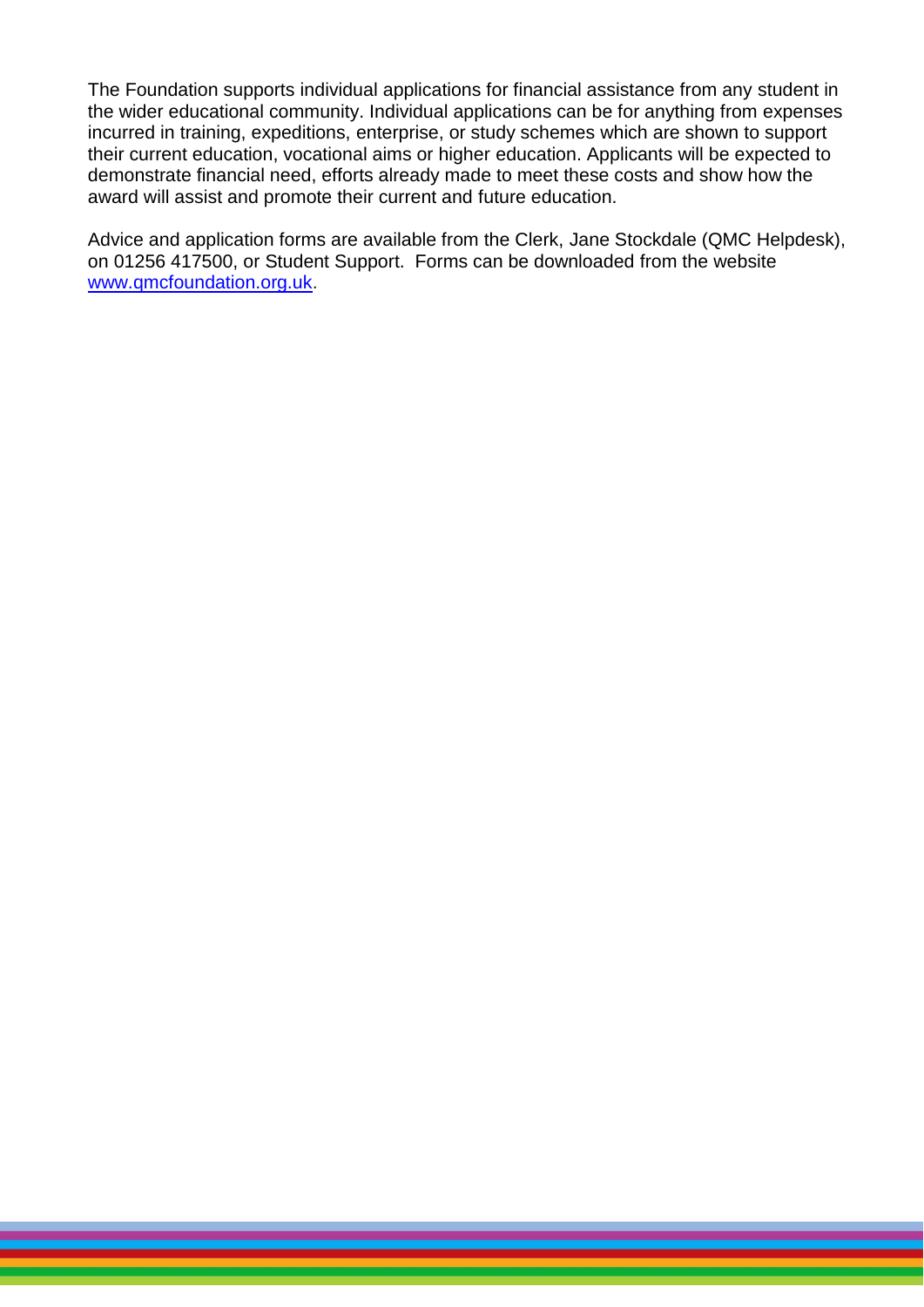The Foundation supports individual applications for financial assistance from any student in the wider educational community. Individual applications can be for anything from expenses incurred in training, expeditions, enterprise, or study schemes which are shown to support their current education, vocational aims or higher education. Applicants will be expected to demonstrate financial need, efforts already made to meet these costs and show how the award will assist and promote their current and future education.

Advice and application forms are available from the Clerk, Jane Stockdale (QMC Helpdesk), on 01256 417500, or Student Support. Forms can be downloaded from the website [www.qmcfoundation.org.uk](http://www.qmcfoundation.org.uk).